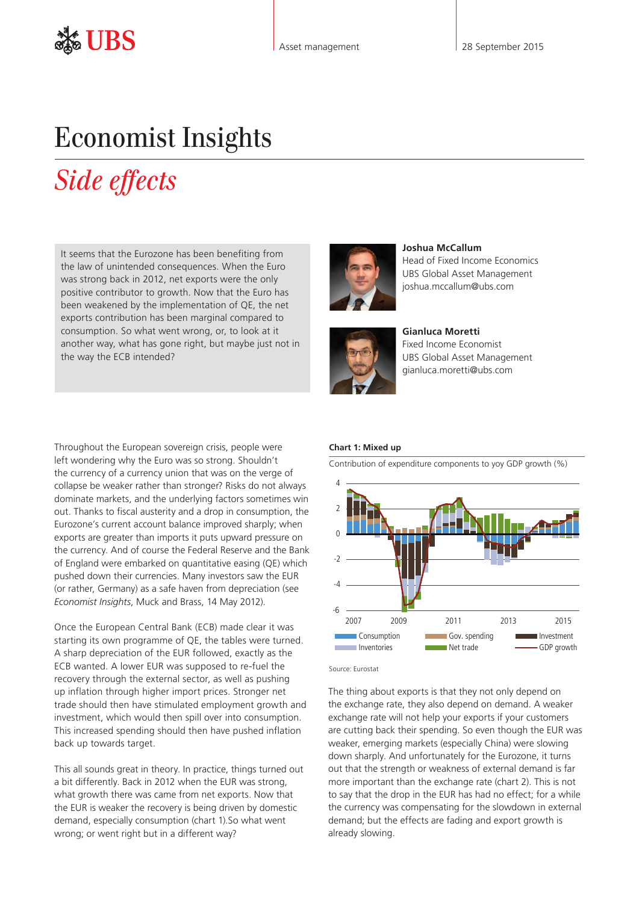# Economist Insights

## *Side effects*

It seems that the Eurozone has been benefiting from the law of unintended consequences. When the Euro was strong back in 2012, net exports were the only positive contributor to growth. Now that the Euro has been weakened by the implementation of QE, the net exports contribution has been marginal compared to consumption. So what went wrong, or, to look at it another way, what has gone right, but maybe just not in the way the ECB intended?

**Joshua McCallum**
Head of Fixed Income Economics
UBS Global Asset Management
joshua.mccallum@ubs.com

**Gianluca Moretti**
Fixed Income Economist
UBS Global Asset Management
gianluca.moretti@ubs.com

Throughout the European sovereign crisis, people were left wondering why the Euro was so strong. Shouldn't the currency of a currency union that was on the verge of collapse be weaker rather than stronger? Risks do not always dominate markets, and the underlying factors sometimes win out. Thanks to fiscal austerity and a drop in consumption, the Eurozone's current account balance improved sharply; when exports are greater than imports it puts upward pressure on the currency. And of course the Federal Reserve and the Bank of England were embarked on quantitative easing (QE) which pushed down their currencies. Many investors saw the EUR (or rather, Germany) as a safe haven from depreciation (see *Economist Insights*, Muck and Brass, 14 May 2012).

Once the European Central Bank (ECB) made clear it was starting its own programme of QE, the tables were turned. A sharp depreciation of the EUR followed, exactly as the ECB wanted. A lower EUR was supposed to re-fuel the recovery through the external sector, as well as pushing up inflation through higher import prices. Stronger net trade should then have stimulated employment growth and investment, which would then spill over into consumption. This increased spending should then have pushed inflation back up towards target.

This all sounds great in theory. In practice, things turned out a bit differently. Back in 2012 when the EUR was strong, what growth there was came from net exports. Now that the EUR is weaker the recovery is being driven by domestic demand, especially consumption (chart 1).So what went wrong; or went right but in a different way?

**Chart 1: Mixed up**

Contribution of expenditure components to yoy GDP growth (%)

Legend: Consumption, Gov. spending, Investment, Inventories, Net trade, GDP growth

Source: Eurostat

The thing about exports is that they not only depend on the exchange rate, they also depend on demand. A weaker exchange rate will not help your exports if your customers are cutting back their spending. So even though the EUR was weaker, emerging markets (especially China) were slowing down sharply. And unfortunately for the Eurozone, it turns out that the strength or weakness of external demand is far more important than the exchange rate (chart 2). This is not to say that the drop in the EUR has had no effect; for a while the currency was compensating for the slowdown in external demand; but the effects are fading and export growth is already slowing.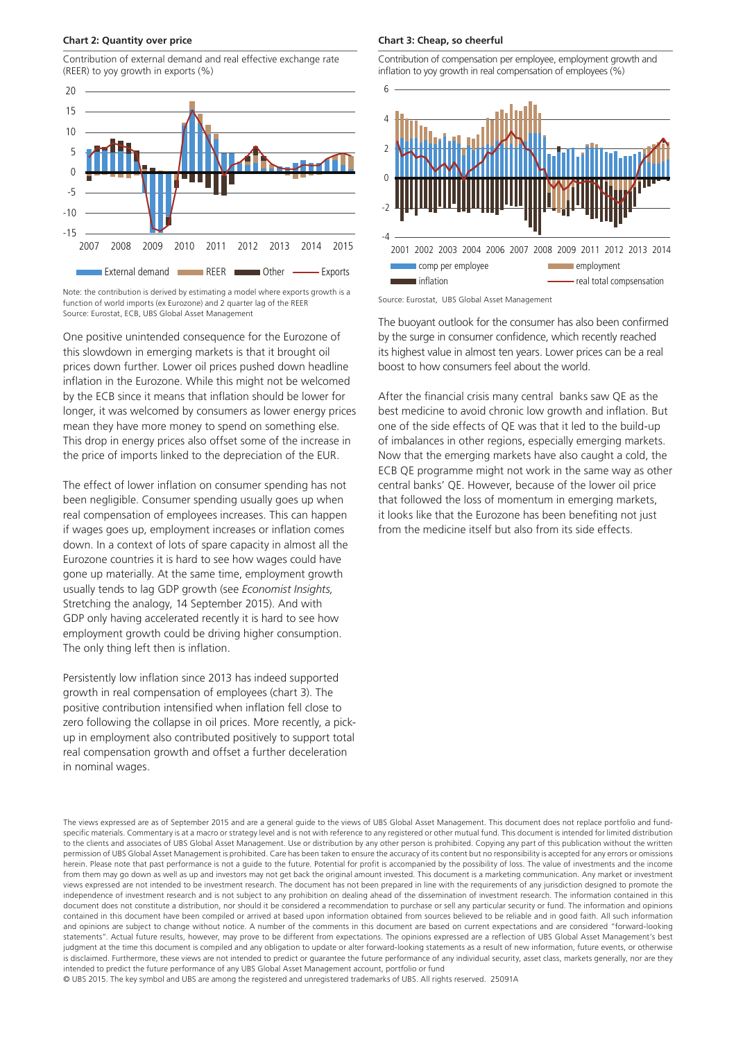**Chart 2: Quantity over price**

Contribution of external demand and real effective exchange rate (REER) to yoy growth in exports (%)

20
15
10
5
0
-5
-10
-15
2007 2008 2009 2010 2011 2012 2013 2014 2015

External demand REER Other Exports

Note: the contribution is derived by estimating a model where exports growth is a function of world imports (ex Eurozone) and 2 quarter lag of the REER
Source: Eurostat, ECB, UBS Global Asset Management

One positive unintended consequence for the Eurozone of this slowdown in emerging markets is that it brought oil prices down further. Lower oil prices pushed down headline inflation in the Eurozone. While this might not be welcomed by the ECB since it means that inflation should be lower for longer, it was welcomed by consumers as lower energy prices mean they have more money to spend on something else. This drop in energy prices also offset some of the increase in the price of imports linked to the depreciation of the EUR.

The effect of lower inflation on consumer spending has not been negligible. Consumer spending usually goes up when real compensation of employees increases. This can happen if wages goes up, employment increases or inflation comes down. In a context of lots of spare capacity in almost all the Eurozone countries it is hard to see how wages could have gone up materially. At the same time, employment growth usually tends to lag GDP growth (see *Economist Insights,* Stretching the analogy, 14 September 2015). And with GDP only having accelerated recently it is hard to see how employment growth could be driving higher consumption. The only thing left then is inflation.

Persistently low inflation since 2013 has indeed supported growth in real compensation of employees (chart 3). The positive contribution intensified when inflation fell close to zero following the collapse in oil prices. More recently, a pick-up in employment also contributed positively to support total real compensation growth and offset a further deceleration in nominal wages.

**Chart 3: Cheap, so cheerful**

Contribution of compensation per employee, employment growth and inflation to yoy growth in real compensation of employees (%)

6
4
2
0
-2
-4
2001 2002 2003 2004 2006 2007 2008 2009 2011 2012 2013 2014

comp per employee employment inflation real total compsensation

Source: Eurostat, UBS Global Asset Management

The buoyant outlook for the consumer has also been confirmed by the surge in consumer confidence, which recently reached its highest value in almost ten years. Lower prices can be a real boost to how consumers feel about the world.

After the financial crisis many central banks saw QE as the best medicine to avoid chronic low growth and inflation. But one of the side effects of QE was that it led to the build-up of imbalances in other regions, especially emerging markets. Now that the emerging markets have also caught a cold, the ECB QE programme might not work in the same way as other central banks' QE. However, because of the lower oil price that followed the loss of momentum in emerging markets, it looks like that the Eurozone has been benefiting not just from the medicine itself but also from its side effects.

The views expressed are as of September 2015 and are a general guide to the views of UBS Global Asset Management. This document does not replace portfolio and fund-specific materials. Commentary is at a macro or strategy level and is not with reference to any registered or other mutual fund. This document is intended for limited distribution to the clients and associates of UBS Global Asset Management. Use or distribution by any other person is prohibited. Copying any part of this publication without the written permission of UBS Global Asset Management is prohibited. Care has been taken to ensure the accuracy of its content but no responsibility is accepted for any errors or omissions herein. Please note that past performance is not a guide to the future. Potential for profit is accompanied by the possibility of loss. The value of investments and the income from them may go down as well as up and investors may not get back the original amount invested. This document is a marketing communication. Any market or investment views expressed are not intended to be investment research. The document has not been prepared in line with the requirements of any jurisdiction designed to promote the independence of investment research and is not subject to any prohibition on dealing ahead of the dissemination of investment research. The information contained in this document does not constitute a distribution, nor should it be considered a recommendation to purchase or sell any particular security or fund. The information and opinions contained in this document have been compiled or arrived at based upon information obtained from sources believed to be reliable and in good faith. All such information and opinions are subject to change without notice. A number of the comments in this document are based on current expectations and are considered "forward-looking statements". Actual future results, however, may prove to be different from expectations. The opinions expressed are a reflection of UBS Global Asset Management's best judgment at the time this document is compiled and any obligation to update or alter forward-looking statements as a result of new information, future events, or otherwise is disclaimed. Furthermore, these views are not intended to predict or guarantee the future performance of any individual security, asset class, markets generally, nor are they intended to predict the future performance of any UBS Global Asset Management account, portfolio or fund

© UBS 2015. The key symbol and UBS are among the registered and unregistered trademarks of UBS. All rights reserved. 25091A